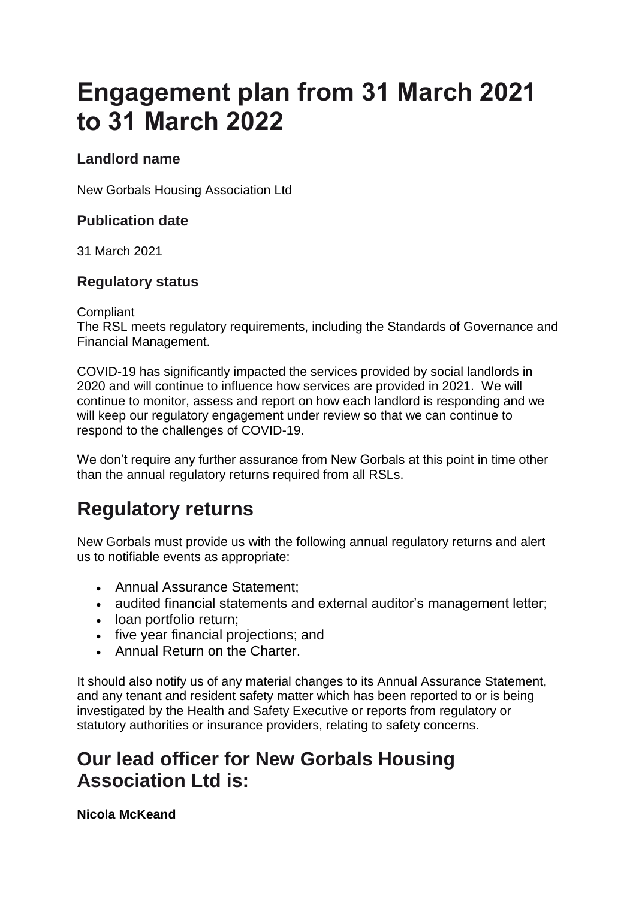# Engagement plan from 31 March 2021 to 31 March 2022

### Landlord name

New Gorbals Housing Association Ltd

### Publication date

31 March 2021

### Regulatory status

Compliant
The RSL meets regulatory requirements, including the Standards of Governance and Financial Management.

COVID-19 has significantly impacted the services provided by social landlords in 2020 and will continue to influence how services are provided in 2021. We will continue to monitor, assess and report on how each landlord is responding and we will keep our regulatory engagement under review so that we can continue to respond to the challenges of COVID-19.

We don't require any further assurance from New Gorbals at this point in time other than the annual regulatory returns required from all RSLs.

# Regulatory returns

New Gorbals must provide us with the following annual regulatory returns and alert us to notifiable events as appropriate:

- Annual Assurance Statement;
- audited financial statements and external auditor's management letter;
- loan portfolio return;
- five year financial projections; and
- Annual Return on the Charter.

It should also notify us of any material changes to its Annual Assurance Statement, and any tenant and resident safety matter which has been reported to or is being investigated by the Health and Safety Executive or reports from regulatory or statutory authorities or insurance providers, relating to safety concerns.

## Our lead officer for New Gorbals Housing Association Ltd is:

**Nicola McKeand**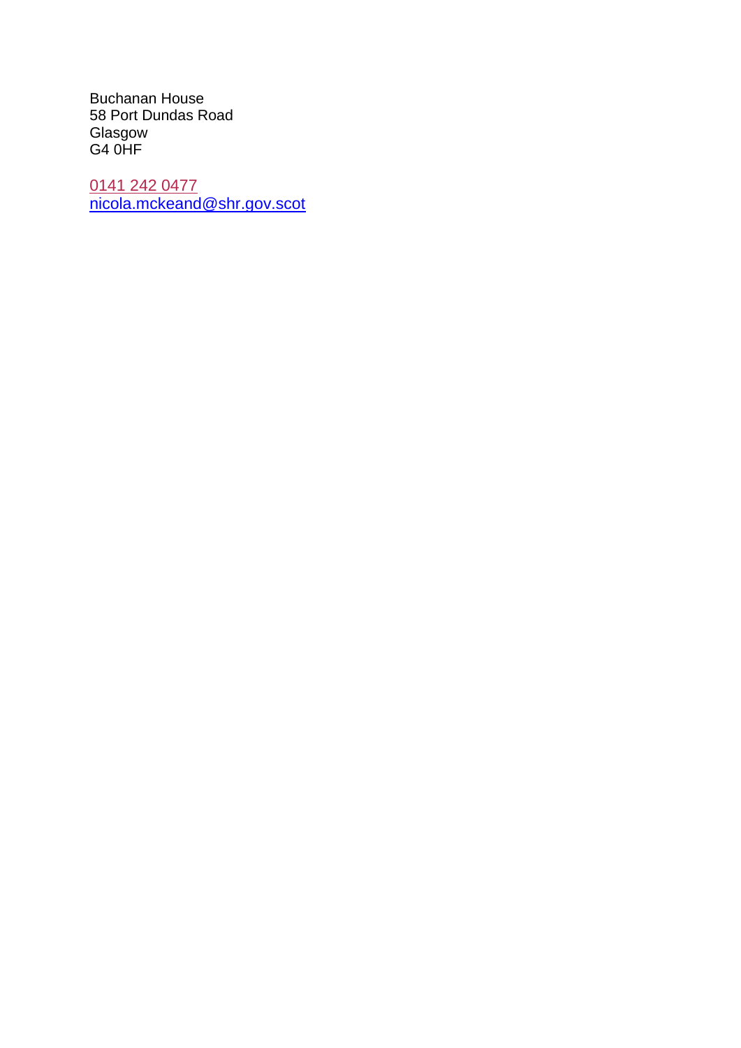Buchanan House
58 Port Dundas Road
Glasgow
G4 0HF

0141 242 0477
nicola.mckeand@shr.gov.scot